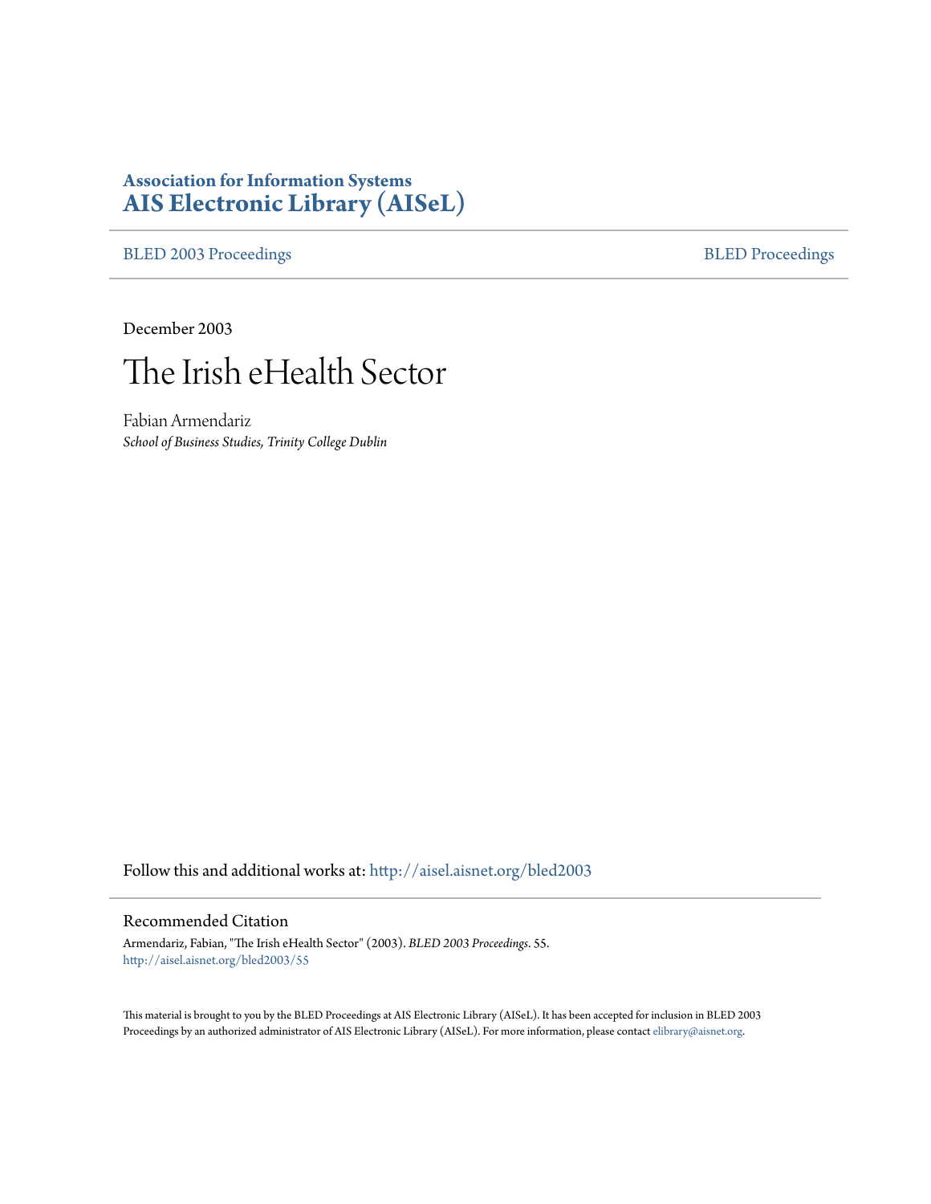**Association for Information Systems**
**AIS Electronic Library (AISeL)**

BLED 2003 Proceedings | BLED Proceedings

December 2003

# The Irish eHealth Sector

Fabian Armendariz
*School of Business Studies, Trinity College Dublin*

Follow this and additional works at: http://aisel.aisnet.org/bled2003

## Recommended Citation

Armendariz, Fabian, "The Irish eHealth Sector" (2003). *BLED 2003 Proceedings*. 55.
http://aisel.aisnet.org/bled2003/55

This material is brought to you by the BLED Proceedings at AIS Electronic Library (AISeL). It has been accepted for inclusion in BLED 2003 Proceedings by an authorized administrator of AIS Electronic Library (AISeL). For more information, please contact elibrary@aisnet.org.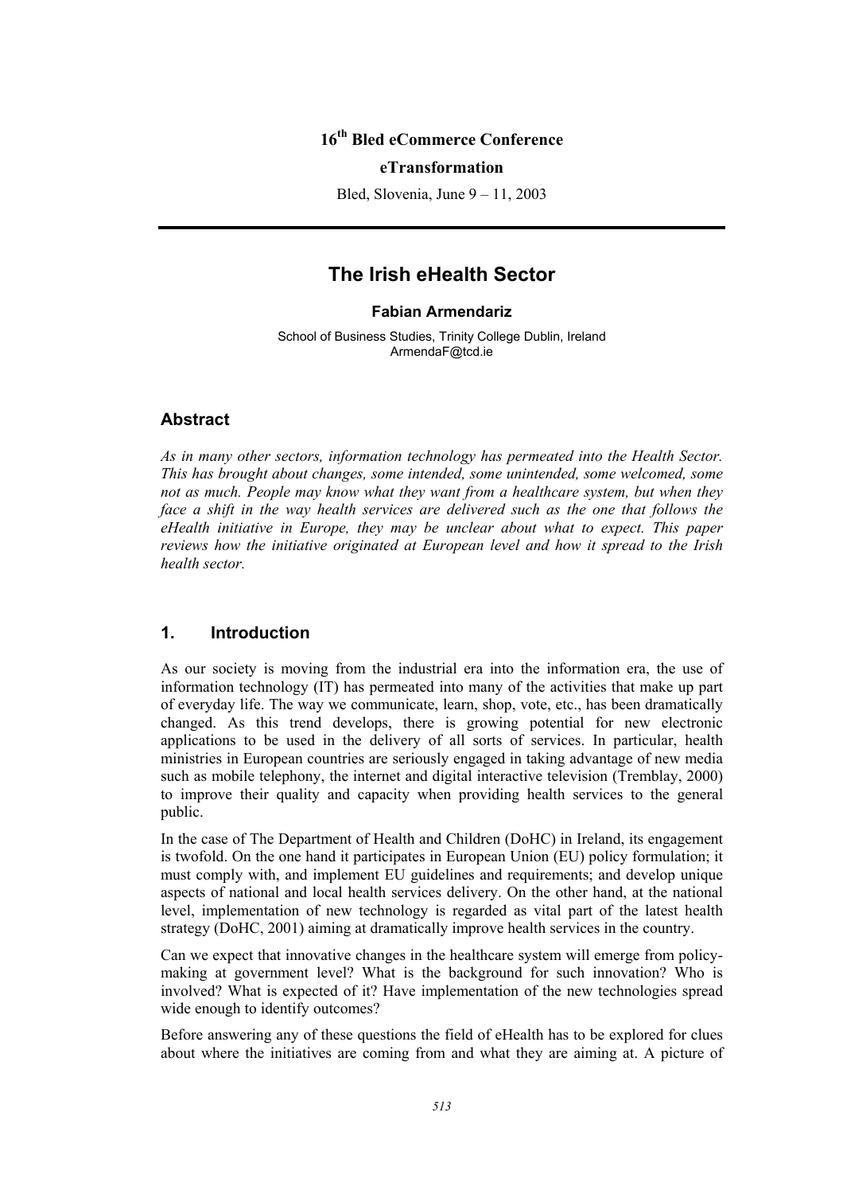**16th Bled eCommerce Conference**

**eTransformation**

Bled, Slovenia, June 9 – 11, 2003

# The Irish eHealth Sector

**Fabian Armendariz**

School of Business Studies, Trinity College Dublin, Ireland
ArmendaF@tcd.ie

## Abstract

*As in many other sectors, information technology has permeated into the Health Sector. This has brought about changes, some intended, some unintended, some welcomed, some not as much. People may know what they want from a healthcare system, but when they face a shift in the way health services are delivered such as the one that follows the eHealth initiative in Europe, they may be unclear about what to expect. This paper reviews how the initiative originated at European level and how it spread to the Irish health sector.*

## 1. Introduction

As our society is moving from the industrial era into the information era, the use of information technology (IT) has permeated into many of the activities that make up part of everyday life. The way we communicate, learn, shop, vote, etc., has been dramatically changed. As this trend develops, there is growing potential for new electronic applications to be used in the delivery of all sorts of services. In particular, health ministries in European countries are seriously engaged in taking advantage of new media such as mobile telephony, the internet and digital interactive television (Tremblay, 2000) to improve their quality and capacity when providing health services to the general public.

In the case of The Department of Health and Children (DoHC) in Ireland, its engagement is twofold. On the one hand it participates in European Union (EU) policy formulation; it must comply with, and implement EU guidelines and requirements; and develop unique aspects of national and local health services delivery. On the other hand, at the national level, implementation of new technology is regarded as vital part of the latest health strategy (DoHC, 2001) aiming at dramatically improve health services in the country.

Can we expect that innovative changes in the healthcare system will emerge from policy-making at government level? What is the background for such innovation? Who is involved? What is expected of it? Have implementation of the new technologies spread wide enough to identify outcomes?

Before answering any of these questions the field of eHealth has to be explored for clues about where the initiatives are coming from and what they are aiming at. A picture of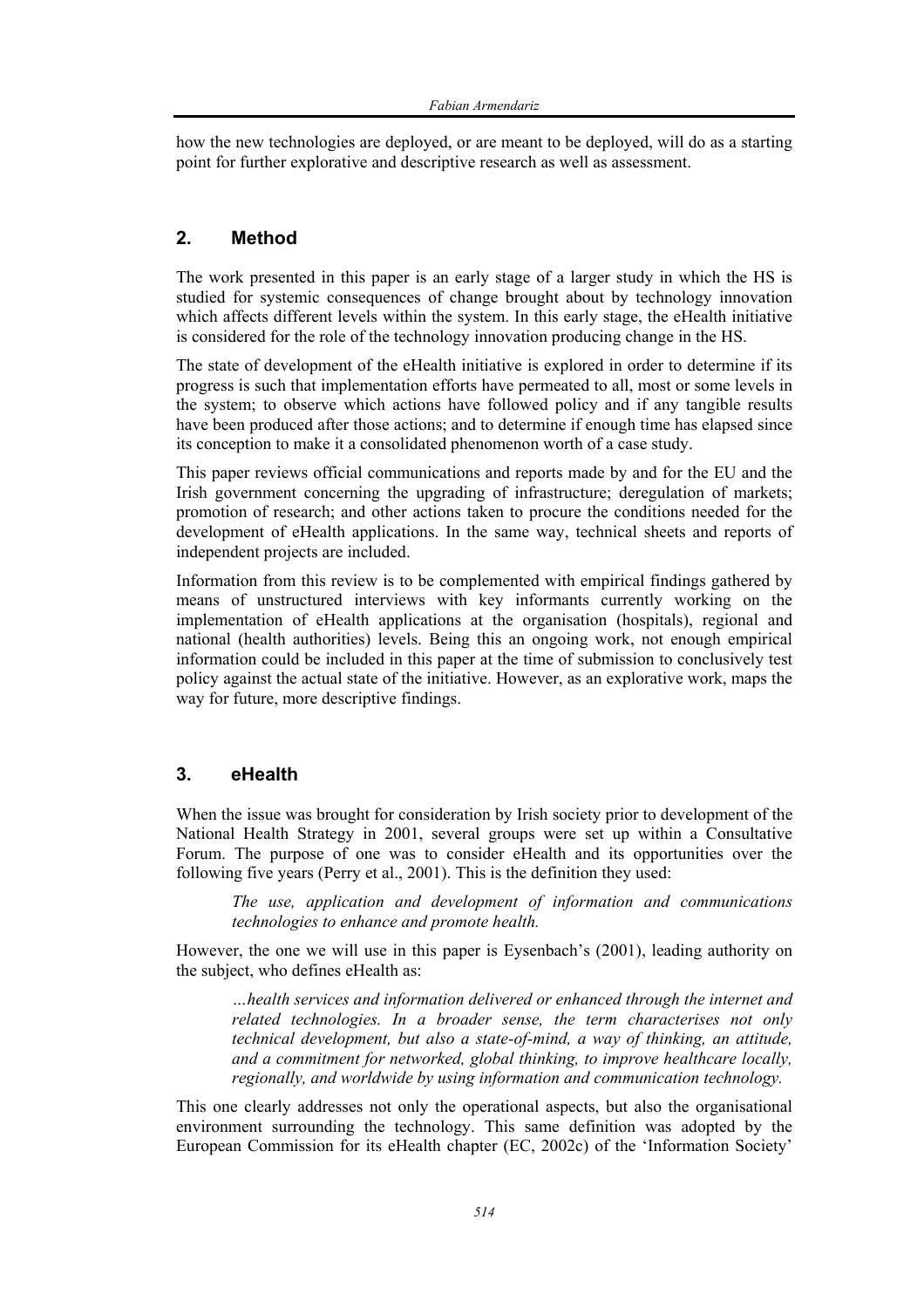how the new technologies are deployed, or are meant to be deployed, will do as a starting point for further explorative and descriptive research as well as assessment.

## 2. Method

The work presented in this paper is an early stage of a larger study in which the HS is studied for systemic consequences of change brought about by technology innovation which affects different levels within the system. In this early stage, the eHealth initiative is considered for the role of the technology innovation producing change in the HS.

The state of development of the eHealth initiative is explored in order to determine if its progress is such that implementation efforts have permeated to all, most or some levels in the system; to observe which actions have followed policy and if any tangible results have been produced after those actions; and to determine if enough time has elapsed since its conception to make it a consolidated phenomenon worth of a case study.

This paper reviews official communications and reports made by and for the EU and the Irish government concerning the upgrading of infrastructure; deregulation of markets; promotion of research; and other actions taken to procure the conditions needed for the development of eHealth applications. In the same way, technical sheets and reports of independent projects are included.

Information from this review is to be complemented with empirical findings gathered by means of unstructured interviews with key informants currently working on the implementation of eHealth applications at the organisation (hospitals), regional and national (health authorities) levels. Being this an ongoing work, not enough empirical information could be included in this paper at the time of submission to conclusively test policy against the actual state of the initiative. However, as an explorative work, maps the way for future, more descriptive findings.

## 3. eHealth

When the issue was brought for consideration by Irish society prior to development of the National Health Strategy in 2001, several groups were set up within a Consultative Forum. The purpose of one was to consider eHealth and its opportunities over the following five years (Perry et al., 2001). This is the definition they used:

> *The use, application and development of information and communications technologies to enhance and promote health.*

However, the one we will use in this paper is Eysenbach's (2001), leading authority on the subject, who defines eHealth as:

> *…health services and information delivered or enhanced through the internet and related technologies. In a broader sense, the term characterises not only technical development, but also a state-of-mind, a way of thinking, an attitude, and a commitment for networked, global thinking, to improve healthcare locally, regionally, and worldwide by using information and communication technology.*

This one clearly addresses not only the operational aspects, but also the organisational environment surrounding the technology. This same definition was adopted by the European Commission for its eHealth chapter (EC, 2002c) of the 'Information Society'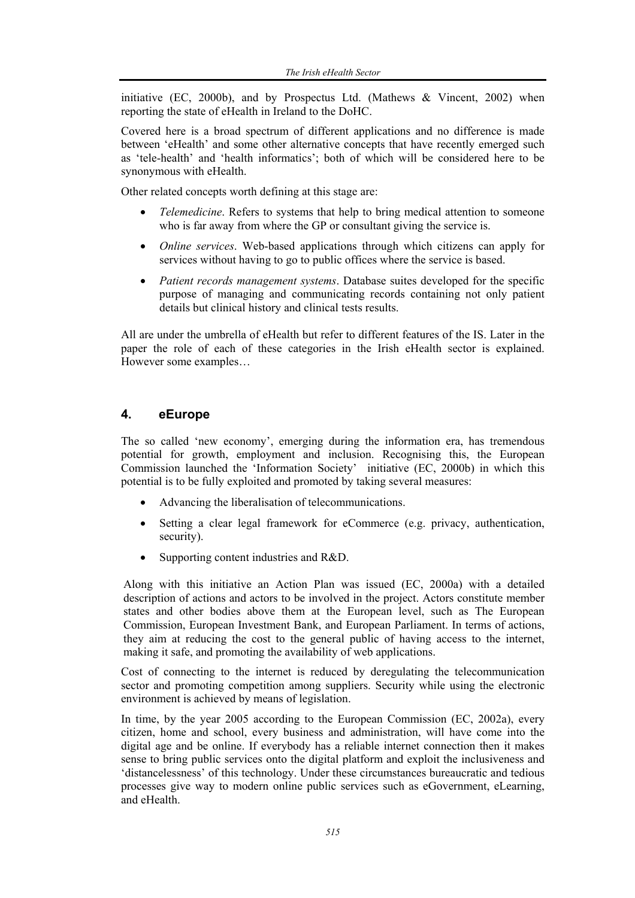initiative (EC, 2000b), and by Prospectus Ltd. (Mathews & Vincent, 2002) when reporting the state of eHealth in Ireland to the DoHC.

Covered here is a broad spectrum of different applications and no difference is made between 'eHealth' and some other alternative concepts that have recently emerged such as 'tele-health' and 'health informatics'; both of which will be considered here to be synonymous with eHealth.

Other related concepts worth defining at this stage are:

- *Telemedicine*. Refers to systems that help to bring medical attention to someone who is far away from where the GP or consultant giving the service is.
- *Online services*. Web-based applications through which citizens can apply for services without having to go to public offices where the service is based.
- *Patient records management systems*. Database suites developed for the specific purpose of managing and communicating records containing not only patient details but clinical history and clinical tests results.

All are under the umbrella of eHealth but refer to different features of the IS. Later in the paper the role of each of these categories in the Irish eHealth sector is explained. However some examples…

## 4. eEurope

The so called 'new economy', emerging during the information era, has tremendous potential for growth, employment and inclusion. Recognising this, the European Commission launched the 'Information Society' initiative (EC, 2000b) in which this potential is to be fully exploited and promoted by taking several measures:

- Advancing the liberalisation of telecommunications.
- Setting a clear legal framework for eCommerce (e.g. privacy, authentication, security).
- Supporting content industries and R&D.

Along with this initiative an Action Plan was issued (EC, 2000a) with a detailed description of actions and actors to be involved in the project. Actors constitute member states and other bodies above them at the European level, such as The European Commission, European Investment Bank, and European Parliament. In terms of actions, they aim at reducing the cost to the general public of having access to the internet, making it safe, and promoting the availability of web applications.

Cost of connecting to the internet is reduced by deregulating the telecommunication sector and promoting competition among suppliers. Security while using the electronic environment is achieved by means of legislation.

In time, by the year 2005 according to the European Commission (EC, 2002a), every citizen, home and school, every business and administration, will have come into the digital age and be online. If everybody has a reliable internet connection then it makes sense to bring public services onto the digital platform and exploit the inclusiveness and 'distancelessness' of this technology. Under these circumstances bureaucratic and tedious processes give way to modern online public services such as eGovernment, eLearning, and eHealth.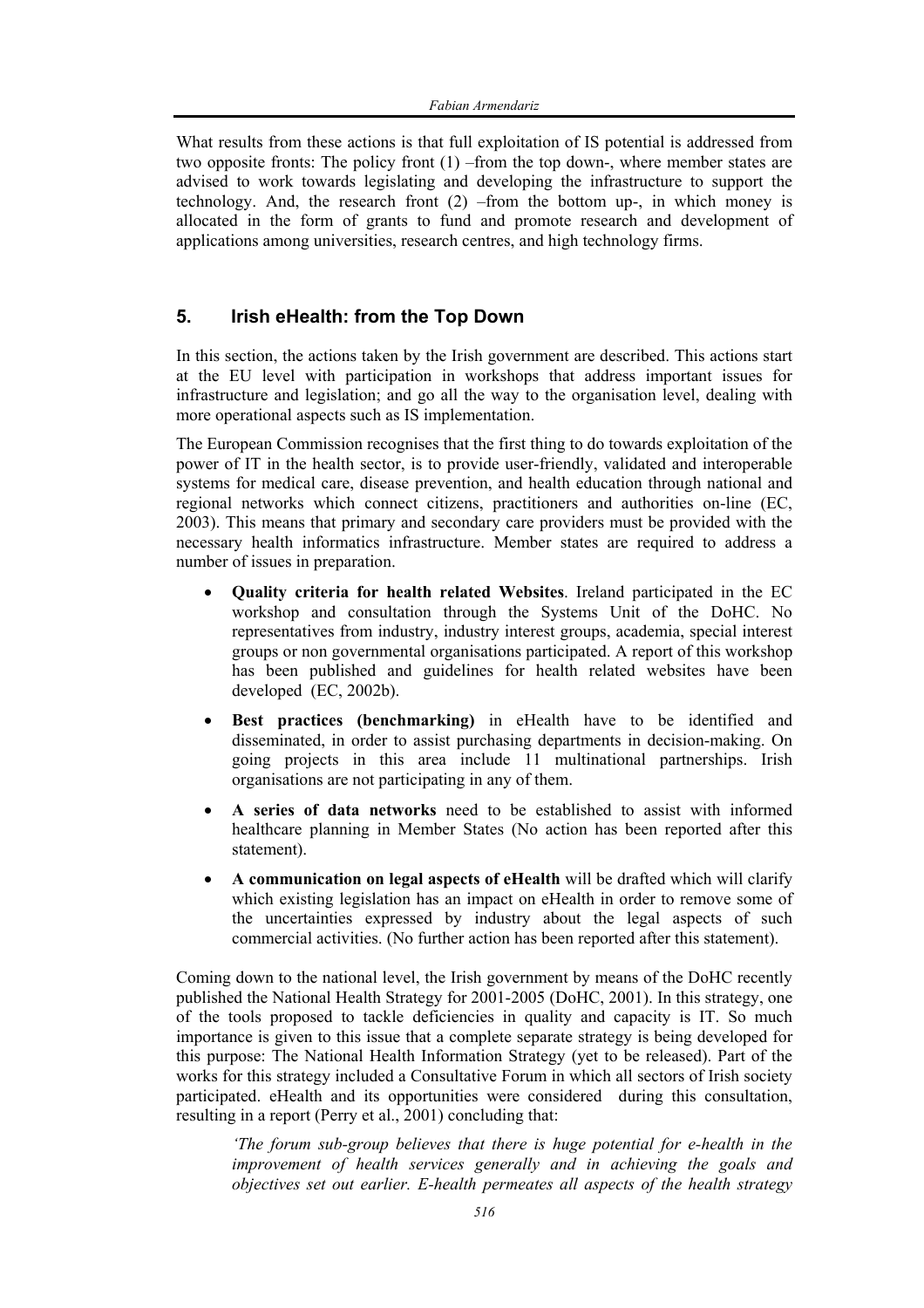What results from these actions is that full exploitation of IS potential is addressed from two opposite fronts: The policy front (1) –from the top down-, where member states are advised to work towards legislating and developing the infrastructure to support the technology. And, the research front (2) –from the bottom up-, in which money is allocated in the form of grants to fund and promote research and development of applications among universities, research centres, and high technology firms.

## 5. Irish eHealth: from the Top Down

In this section, the actions taken by the Irish government are described. This actions start at the EU level with participation in workshops that address important issues for infrastructure and legislation; and go all the way to the organisation level, dealing with more operational aspects such as IS implementation.

The European Commission recognises that the first thing to do towards exploitation of the power of IT in the health sector, is to provide user-friendly, validated and interoperable systems for medical care, disease prevention, and health education through national and regional networks which connect citizens, practitioners and authorities on-line (EC, 2003). This means that primary and secondary care providers must be provided with the necessary health informatics infrastructure. Member states are required to address a number of issues in preparation.

- **Quality criteria for health related Websites**. Ireland participated in the EC workshop and consultation through the Systems Unit of the DoHC. No representatives from industry, industry interest groups, academia, special interest groups or non governmental organisations participated. A report of this workshop has been published and guidelines for health related websites have been developed (EC, 2002b).
- **Best practices (benchmarking)** in eHealth have to be identified and disseminated, in order to assist purchasing departments in decision-making. On going projects in this area include 11 multinational partnerships. Irish organisations are not participating in any of them.
- **A series of data networks** need to be established to assist with informed healthcare planning in Member States (No action has been reported after this statement).
- **A communication on legal aspects of eHealth** will be drafted which will clarify which existing legislation has an impact on eHealth in order to remove some of the uncertainties expressed by industry about the legal aspects of such commercial activities. (No further action has been reported after this statement).

Coming down to the national level, the Irish government by means of the DoHC recently published the National Health Strategy for 2001-2005 (DoHC, 2001). In this strategy, one of the tools proposed to tackle deficiencies in quality and capacity is IT. So much importance is given to this issue that a complete separate strategy is being developed for this purpose: The National Health Information Strategy (yet to be released). Part of the works for this strategy included a Consultative Forum in which all sectors of Irish society participated. eHealth and its opportunities were considered during this consultation, resulting in a report (Perry et al., 2001) concluding that:

> *'The forum sub-group believes that there is huge potential for e-health in the improvement of health services generally and in achieving the goals and objectives set out earlier. E-health permeates all aspects of the health strategy*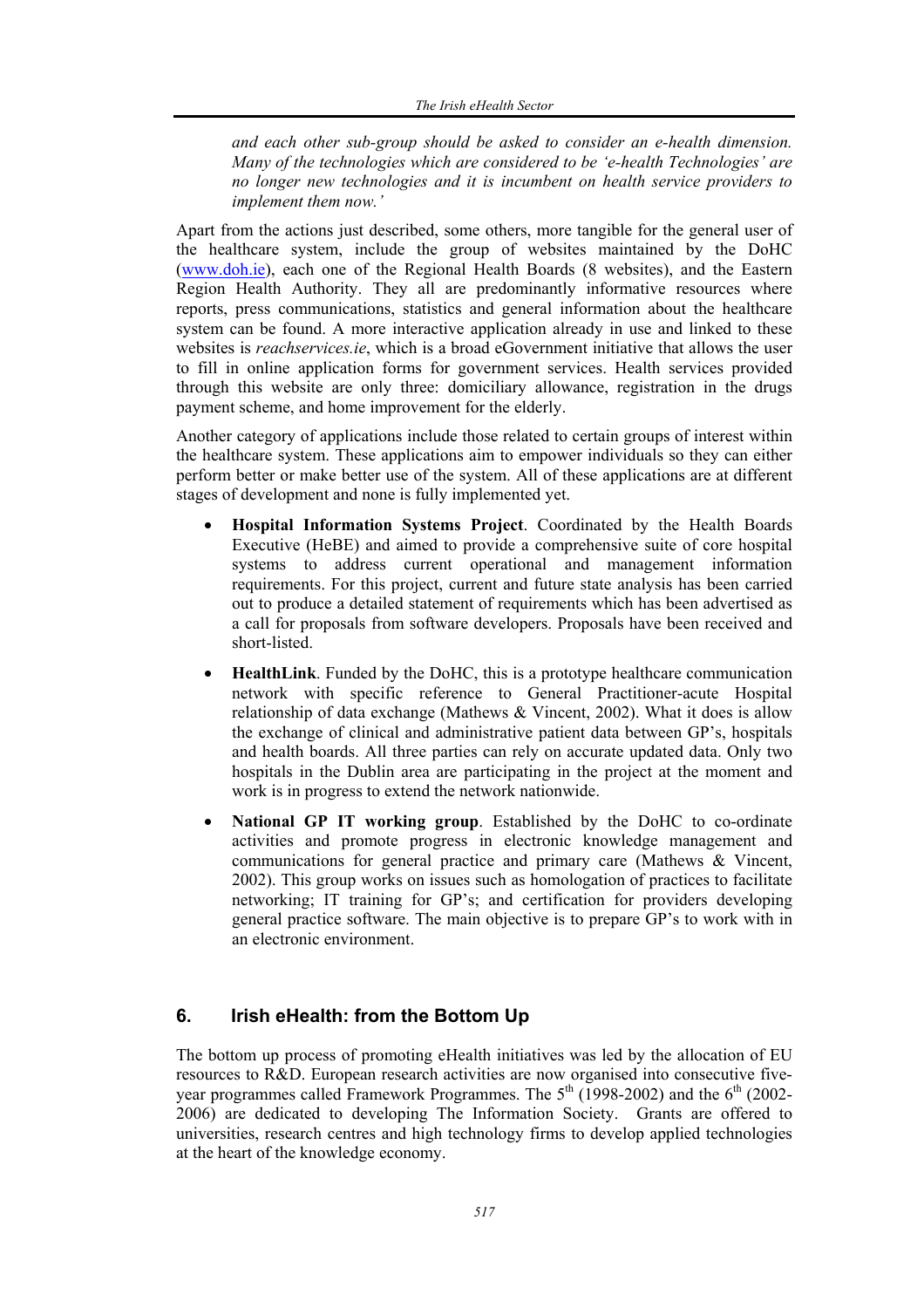*and each other sub-group should be asked to consider an e-health dimension. Many of the technologies which are considered to be 'e-health Technologies' are no longer new technologies and it is incumbent on health service providers to implement them now.'*

Apart from the actions just described, some others, more tangible for the general user of the healthcare system, include the group of websites maintained by the DoHC (www.doh.ie), each one of the Regional Health Boards (8 websites), and the Eastern Region Health Authority. They all are predominantly informative resources where reports, press communications, statistics and general information about the healthcare system can be found. A more interactive application already in use and linked to these websites is *reachservices.ie*, which is a broad eGovernment initiative that allows the user to fill in online application forms for government services. Health services provided through this website are only three: domiciliary allowance, registration in the drugs payment scheme, and home improvement for the elderly.

Another category of applications include those related to certain groups of interest within the healthcare system. These applications aim to empower individuals so they can either perform better or make better use of the system. All of these applications are at different stages of development and none is fully implemented yet.

- **Hospital Information Systems Project**. Coordinated by the Health Boards Executive (HeBE) and aimed to provide a comprehensive suite of core hospital systems to address current operational and management information requirements. For this project, current and future state analysis has been carried out to produce a detailed statement of requirements which has been advertised as a call for proposals from software developers. Proposals have been received and short-listed.
- **HealthLink**. Funded by the DoHC, this is a prototype healthcare communication network with specific reference to General Practitioner-acute Hospital relationship of data exchange (Mathews & Vincent, 2002). What it does is allow the exchange of clinical and administrative patient data between GP's, hospitals and health boards. All three parties can rely on accurate updated data. Only two hospitals in the Dublin area are participating in the project at the moment and work is in progress to extend the network nationwide.
- **National GP IT working group**. Established by the DoHC to co-ordinate activities and promote progress in electronic knowledge management and communications for general practice and primary care (Mathews & Vincent, 2002). This group works on issues such as homologation of practices to facilitate networking; IT training for GP's; and certification for providers developing general practice software. The main objective is to prepare GP's to work with in an electronic environment.

## 6. Irish eHealth: from the Bottom Up

The bottom up process of promoting eHealth initiatives was led by the allocation of EU resources to R&D. European research activities are now organised into consecutive five-year programmes called Framework Programmes. The 5th (1998-2002) and the 6th (2002-2006) are dedicated to developing The Information Society. Grants are offered to universities, research centres and high technology firms to develop applied technologies at the heart of the knowledge economy.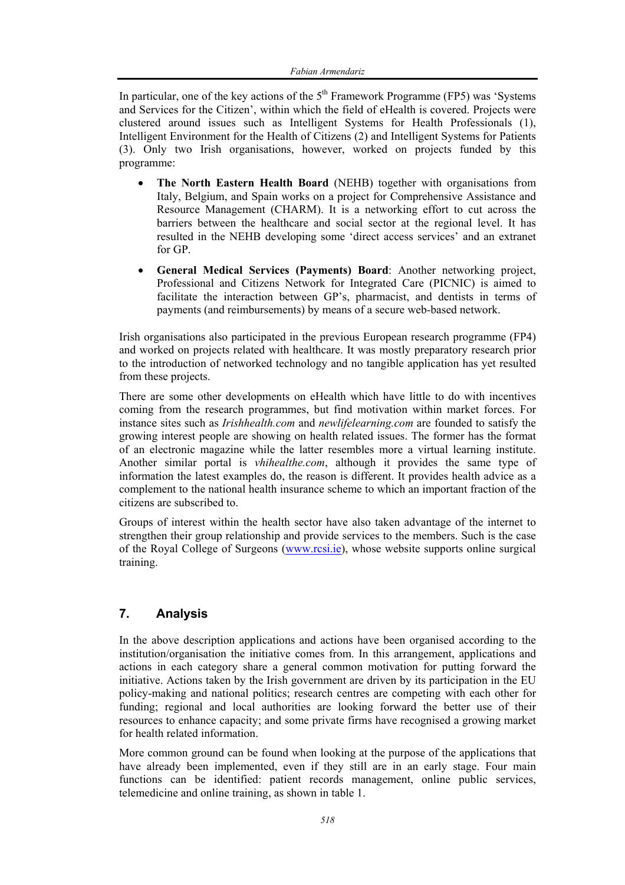In particular, one of the key actions of the 5th Framework Programme (FP5) was 'Systems and Services for the Citizen', within which the field of eHealth is covered. Projects were clustered around issues such as Intelligent Systems for Health Professionals (1), Intelligent Environment for the Health of Citizens (2) and Intelligent Systems for Patients (3). Only two Irish organisations, however, worked on projects funded by this programme:

- **The North Eastern Health Board** (NEHB) together with organisations from Italy, Belgium, and Spain works on a project for Comprehensive Assistance and Resource Management (CHARM). It is a networking effort to cut across the barriers between the healthcare and social sector at the regional level. It has resulted in the NEHB developing some 'direct access services' and an extranet for GP.
- **General Medical Services (Payments) Board**: Another networking project, Professional and Citizens Network for Integrated Care (PICNIC) is aimed to facilitate the interaction between GP's, pharmacist, and dentists in terms of payments (and reimbursements) by means of a secure web-based network.

Irish organisations also participated in the previous European research programme (FP4) and worked on projects related with healthcare. It was mostly preparatory research prior to the introduction of networked technology and no tangible application has yet resulted from these projects.

There are some other developments on eHealth which have little to do with incentives coming from the research programmes, but find motivation within market forces. For instance sites such as *Irishhealth.com* and *newlifelearning.com* are founded to satisfy the growing interest people are showing on health related issues. The former has the format of an electronic magazine while the latter resembles more a virtual learning institute. Another similar portal is *vhihealthe.com*, although it provides the same type of information the latest examples do, the reason is different. It provides health advice as a complement to the national health insurance scheme to which an important fraction of the citizens are subscribed to.

Groups of interest within the health sector have also taken advantage of the internet to strengthen their group relationship and provide services to the members. Such is the case of the Royal College of Surgeons (www.rcsi.ie), whose website supports online surgical training.

## 7. Analysis

In the above description applications and actions have been organised according to the institution/organisation the initiative comes from. In this arrangement, applications and actions in each category share a general common motivation for putting forward the initiative. Actions taken by the Irish government are driven by its participation in the EU policy-making and national politics; research centres are competing with each other for funding; regional and local authorities are looking forward the better use of their resources to enhance capacity; and some private firms have recognised a growing market for health related information.

More common ground can be found when looking at the purpose of the applications that have already been implemented, even if they still are in an early stage. Four main functions can be identified: patient records management, online public services, telemedicine and online training, as shown in table 1.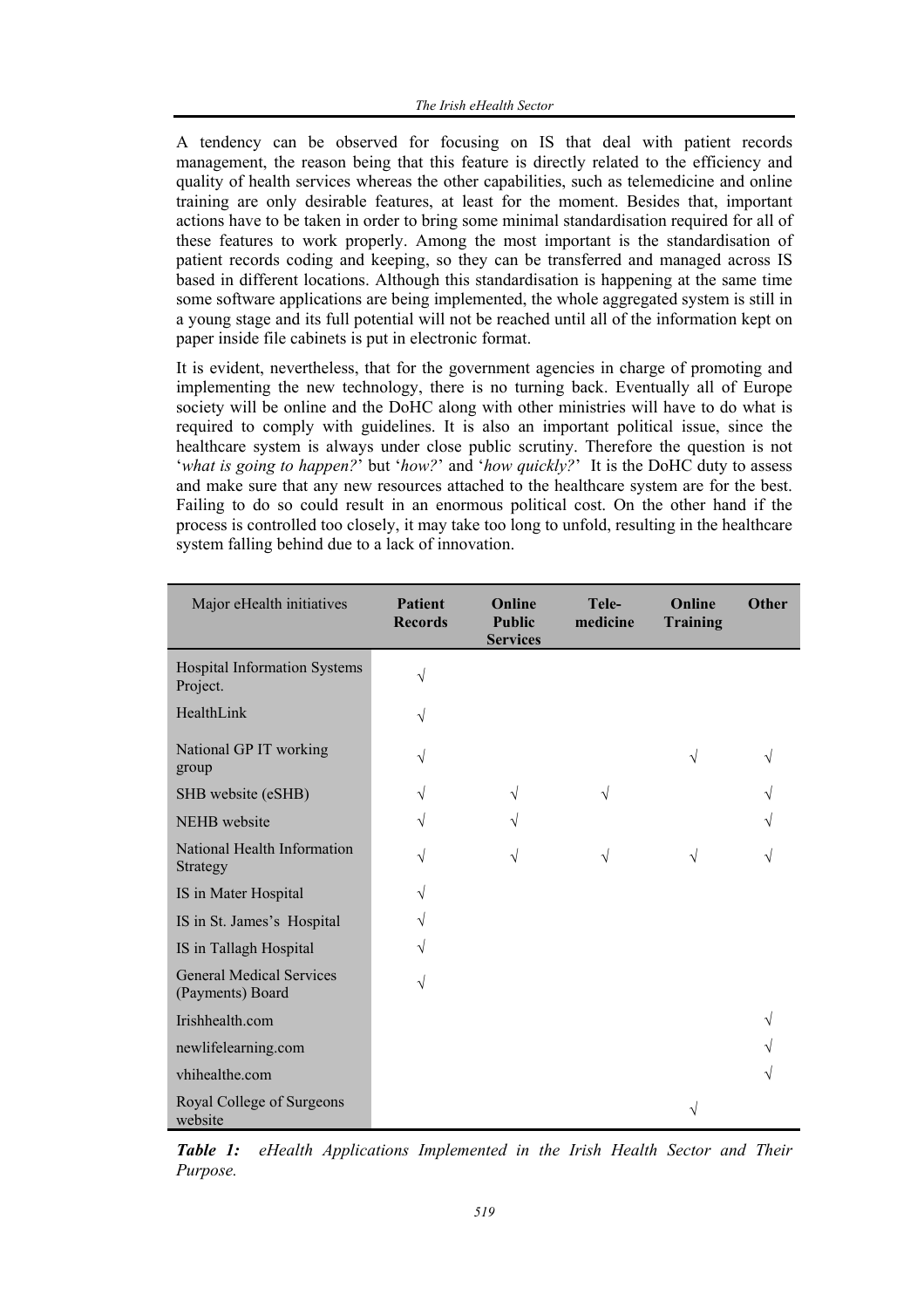A tendency can be observed for focusing on IS that deal with patient records management, the reason being that this feature is directly related to the efficiency and quality of health services whereas the other capabilities, such as telemedicine and online training are only desirable features, at least for the moment. Besides that, important actions have to be taken in order to bring some minimal standardisation required for all of these features to work properly. Among the most important is the standardisation of patient records coding and keeping, so they can be transferred and managed across IS based in different locations. Although this standardisation is happening at the same time some software applications are being implemented, the whole aggregated system is still in a young stage and its full potential will not be reached until all of the information kept on paper inside file cabinets is put in electronic format.

It is evident, nevertheless, that for the government agencies in charge of promoting and implementing the new technology, there is no turning back. Eventually all of Europe society will be online and the DoHC along with other ministries will have to do what is required to comply with guidelines. It is also an important political issue, since the healthcare system is always under close public scrutiny. Therefore the question is not '*what is going to happen?*' but '*how?*' and '*how quickly?*' It is the DoHC duty to assess and make sure that any new resources attached to the healthcare system are for the best. Failing to do so could result in an enormous political cost. On the other hand if the process is controlled too closely, it may take too long to unfold, resulting in the healthcare system falling behind due to a lack of innovation.

| Major eHealth initiatives | **Patient Records** | **Online Public Services** | **Tele-medicine** | **Online Training** | **Other** |
|---|---|---|---|---|---|
| Hospital Information Systems Project. | √ | | | | |
| HealthLink | √ | | | | |
| National GP IT working group | √ | | | √ | √ |
| SHB website (eSHB) | √ | √ | √ | | √ |
| NEHB website | √ | √ | | | √ |
| National Health Information Strategy | √ | √ | √ | √ | √ |
| IS in Mater Hospital | √ | | | | |
| IS in St. James's Hospital | √ | | | | |
| IS in Tallagh Hospital | √ | | | | |
| General Medical Services (Payments) Board | √ | | | | |
| Irishhealth.com | | | | | √ |
| newlifelearning.com | | | | | √ |
| vhihealthe.com | | | | | √ |
| Royal College of Surgeons website | | | | √ | |

***Table 1:*** *eHealth Applications Implemented in the Irish Health Sector and Their Purpose.*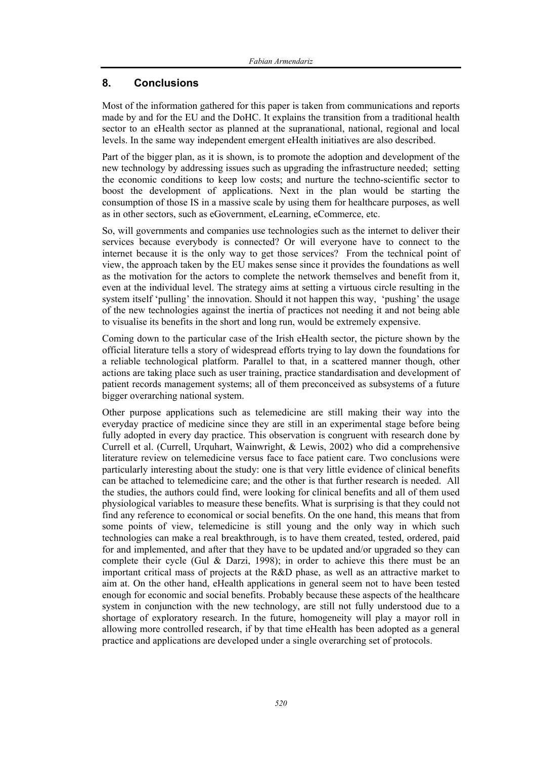## 8. Conclusions

Most of the information gathered for this paper is taken from communications and reports made by and for the EU and the DoHC. It explains the transition from a traditional health sector to an eHealth sector as planned at the supranational, national, regional and local levels. In the same way independent emergent eHealth initiatives are also described.

Part of the bigger plan, as it is shown, is to promote the adoption and development of the new technology by addressing issues such as upgrading the infrastructure needed; setting the economic conditions to keep low costs; and nurture the techno-scientific sector to boost the development of applications. Next in the plan would be starting the consumption of those IS in a massive scale by using them for healthcare purposes, as well as in other sectors, such as eGovernment, eLearning, eCommerce, etc.

So, will governments and companies use technologies such as the internet to deliver their services because everybody is connected? Or will everyone have to connect to the internet because it is the only way to get those services? From the technical point of view, the approach taken by the EU makes sense since it provides the foundations as well as the motivation for the actors to complete the network themselves and benefit from it, even at the individual level. The strategy aims at setting a virtuous circle resulting in the system itself 'pulling' the innovation. Should it not happen this way, 'pushing' the usage of the new technologies against the inertia of practices not needing it and not being able to visualise its benefits in the short and long run, would be extremely expensive.

Coming down to the particular case of the Irish eHealth sector, the picture shown by the official literature tells a story of widespread efforts trying to lay down the foundations for a reliable technological platform. Parallel to that, in a scattered manner though, other actions are taking place such as user training, practice standardisation and development of patient records management systems; all of them preconceived as subsystems of a future bigger overarching national system.

Other purpose applications such as telemedicine are still making their way into the everyday practice of medicine since they are still in an experimental stage before being fully adopted in every day practice. This observation is congruent with research done by Currell et al. (Currell, Urquhart, Wainwright, & Lewis, 2002) who did a comprehensive literature review on telemedicine versus face to face patient care. Two conclusions were particularly interesting about the study: one is that very little evidence of clinical benefits can be attached to telemedicine care; and the other is that further research is needed. All the studies, the authors could find, were looking for clinical benefits and all of them used physiological variables to measure these benefits. What is surprising is that they could not find any reference to economical or social benefits. On the one hand, this means that from some points of view, telemedicine is still young and the only way in which such technologies can make a real breakthrough, is to have them created, tested, ordered, paid for and implemented, and after that they have to be updated and/or upgraded so they can complete their cycle (Gul & Darzi, 1998); in order to achieve this there must be an important critical mass of projects at the R&D phase, as well as an attractive market to aim at. On the other hand, eHealth applications in general seem not to have been tested enough for economic and social benefits. Probably because these aspects of the healthcare system in conjunction with the new technology, are still not fully understood due to a shortage of exploratory research. In the future, homogeneity will play a mayor roll in allowing more controlled research, if by that time eHealth has been adopted as a general practice and applications are developed under a single overarching set of protocols.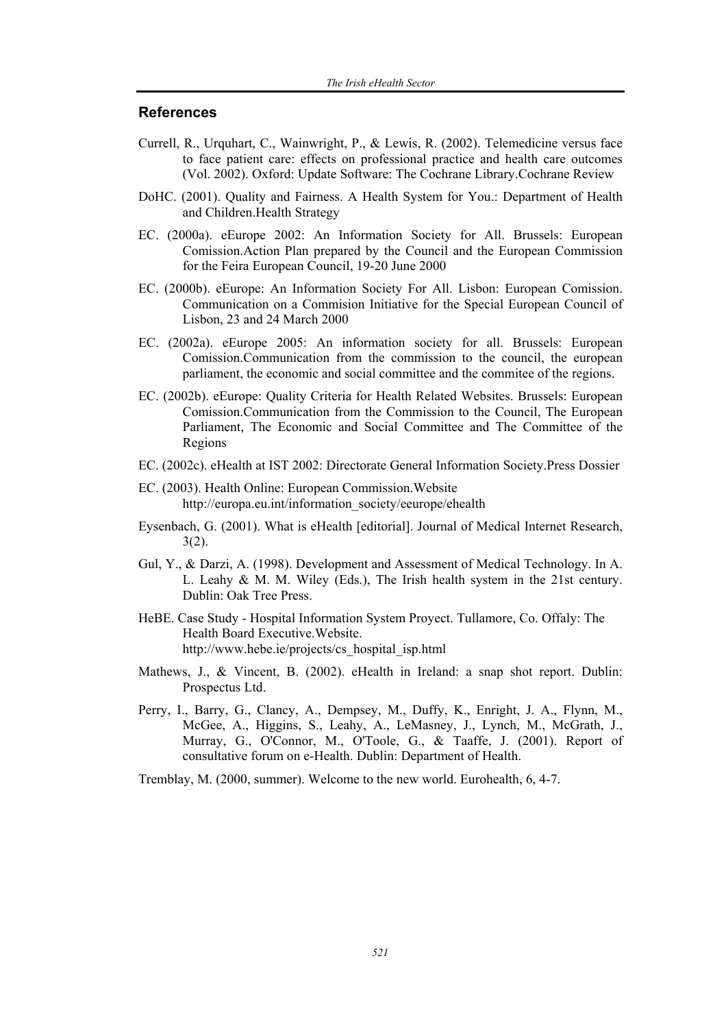## References

Currell, R., Urquhart, C., Wainwright, P., & Lewis, R. (2002). Telemedicine versus face to face patient care: effects on professional practice and health care outcomes (Vol. 2002). Oxford: Update Software: The Cochrane Library.Cochrane Review

DoHC. (2001). Quality and Fairness. A Health System for You.: Department of Health and Children.Health Strategy

EC. (2000a). eEurope 2002: An Information Society for All. Brussels: European Comission.Action Plan prepared by the Council and the European Commission for the Feira European Council, 19-20 June 2000

EC. (2000b). eEurope: An Information Society For All. Lisbon: European Comission. Communication on a Commision Initiative for the Special European Council of Lisbon, 23 and 24 March 2000

EC. (2002a). eEurope 2005: An information society for all. Brussels: European Comission.Communication from the commission to the council, the european parliament, the economic and social committee and the commitee of the regions.

EC. (2002b). eEurope: Quality Criteria for Health Related Websites. Brussels: European Comission.Communication from the Commission to the Council, The European Parliament, The Economic and Social Committee and The Committee of the Regions

EC. (2002c). eHealth at IST 2002: Directorate General Information Society.Press Dossier

EC. (2003). Health Online: European Commission.Website http://europa.eu.int/information_society/eeurope/ehealth

Eysenbach, G. (2001). What is eHealth [editorial]. Journal of Medical Internet Research, 3(2).

Gul, Y., & Darzi, A. (1998). Development and Assessment of Medical Technology. In A. L. Leahy & M. M. Wiley (Eds.), The Irish health system in the 21st century. Dublin: Oak Tree Press.

HeBE. Case Study - Hospital Information System Proyect. Tullamore, Co. Offaly: The Health Board Executive.Website. http://www.hebe.ie/projects/cs_hospital_isp.html

Mathews, J., & Vincent, B. (2002). eHealth in Ireland: a snap shot report. Dublin: Prospectus Ltd.

Perry, I., Barry, G., Clancy, A., Dempsey, M., Duffy, K., Enright, J. A., Flynn, M., McGee, A., Higgins, S., Leahy, A., LeMasney, J., Lynch, M., McGrath, J., Murray, G., O'Connor, M., O'Toole, G., & Taaffe, J. (2001). Report of consultative forum on e-Health. Dublin: Department of Health.

Tremblay, M. (2000, summer). Welcome to the new world. Eurohealth, 6, 4-7.